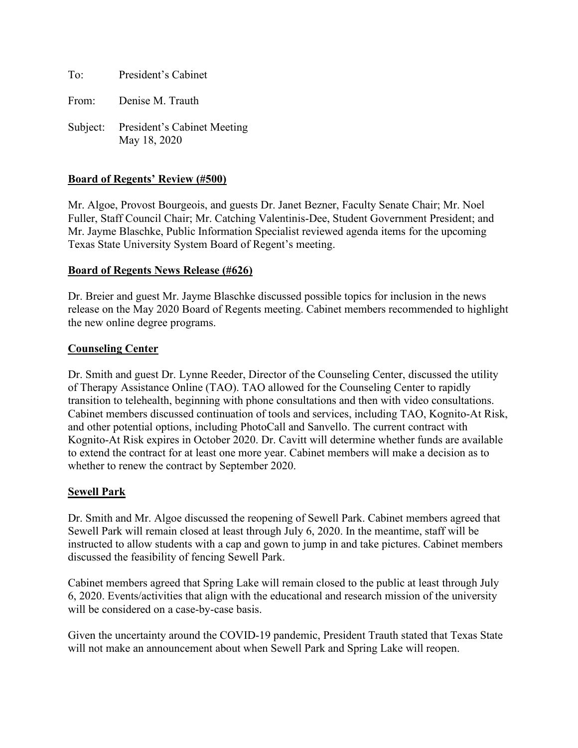To: President's Cabinet

From: Denise M. Trauth

Subject: President's Cabinet Meeting
May 18, 2020

**Board of Regents' Review (#500)**

Mr. Algoe, Provost Bourgeois, and guests Dr. Janet Bezner, Faculty Senate Chair; Mr. Noel Fuller, Staff Council Chair; Mr. Catching Valentinis-Dee, Student Government President; and Mr. Jayme Blaschke, Public Information Specialist reviewed agenda items for the upcoming Texas State University System Board of Regent's meeting.

**Board of Regents News Release (#626)**

Dr. Breier and guest Mr. Jayme Blaschke discussed possible topics for inclusion in the news release on the May 2020 Board of Regents meeting. Cabinet members recommended to highlight the new online degree programs.

**Counseling Center**

Dr. Smith and guest Dr. Lynne Reeder, Director of the Counseling Center, discussed the utility of Therapy Assistance Online (TAO). TAO allowed for the Counseling Center to rapidly transition to telehealth, beginning with phone consultations and then with video consultations. Cabinet members discussed continuation of tools and services, including TAO, Kognito-At Risk, and other potential options, including PhotoCall and Sanvello. The current contract with Kognito-At Risk expires in October 2020. Dr. Cavitt will determine whether funds are available to extend the contract for at least one more year. Cabinet members will make a decision as to whether to renew the contract by September 2020.

**Sewell Park**

Dr. Smith and Mr. Algoe discussed the reopening of Sewell Park. Cabinet members agreed that Sewell Park will remain closed at least through July 6, 2020. In the meantime, staff will be instructed to allow students with a cap and gown to jump in and take pictures. Cabinet members discussed the feasibility of fencing Sewell Park.

Cabinet members agreed that Spring Lake will remain closed to the public at least through July 6, 2020. Events/activities that align with the educational and research mission of the university will be considered on a case-by-case basis.

Given the uncertainty around the COVID-19 pandemic, President Trauth stated that Texas State will not make an announcement about when Sewell Park and Spring Lake will reopen.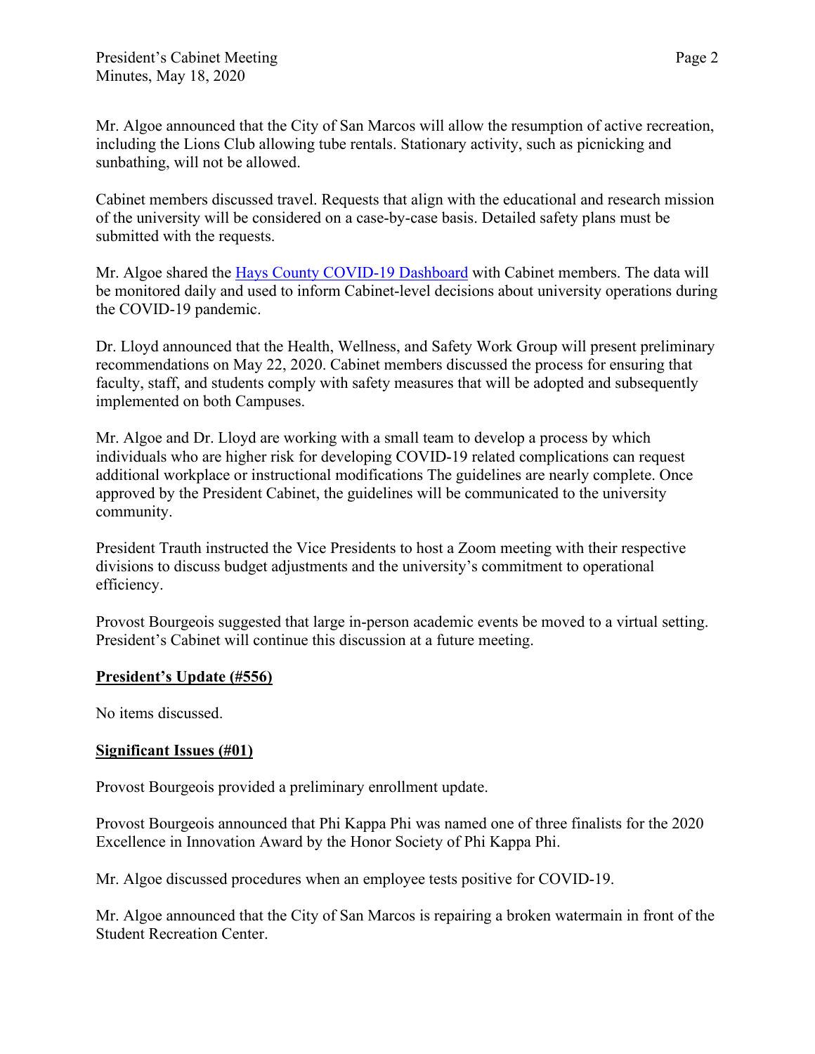Mr. Algoe announced that the City of San Marcos will allow the resumption of active recreation, including the Lions Club allowing tube rentals. Stationary activity, such as picnicking and sunbathing, will not be allowed.

Cabinet members discussed travel. Requests that align with the educational and research mission of the university will be considered on a case-by-case basis. Detailed safety plans must be submitted with the requests.

Mr. Algoe shared the [Hays County COVID-19 Dashboard] with Cabinet members. The data will be monitored daily and used to inform Cabinet-level decisions about university operations during the COVID-19 pandemic.

Dr. Lloyd announced that the Health, Wellness, and Safety Work Group will present preliminary recommendations on May 22, 2020. Cabinet members discussed the process for ensuring that faculty, staff, and students comply with safety measures that will be adopted and subsequently implemented on both Campuses.

Mr. Algoe and Dr. Lloyd are working with a small team to develop a process by which individuals who are higher risk for developing COVID-19 related complications can request additional workplace or instructional modifications The guidelines are nearly complete. Once approved by the President Cabinet, the guidelines will be communicated to the university community.

President Trauth instructed the Vice Presidents to host a Zoom meeting with their respective divisions to discuss budget adjustments and the university's commitment to operational efficiency.

Provost Bourgeois suggested that large in-person academic events be moved to a virtual setting. President's Cabinet will continue this discussion at a future meeting.

## President's Update (#556)

No items discussed.

## Significant Issues (#01)

Provost Bourgeois provided a preliminary enrollment update.

Provost Bourgeois announced that Phi Kappa Phi was named one of three finalists for the 2020 Excellence in Innovation Award by the Honor Society of Phi Kappa Phi.

Mr. Algoe discussed procedures when an employee tests positive for COVID-19.

Mr. Algoe announced that the City of San Marcos is repairing a broken watermain in front of the Student Recreation Center.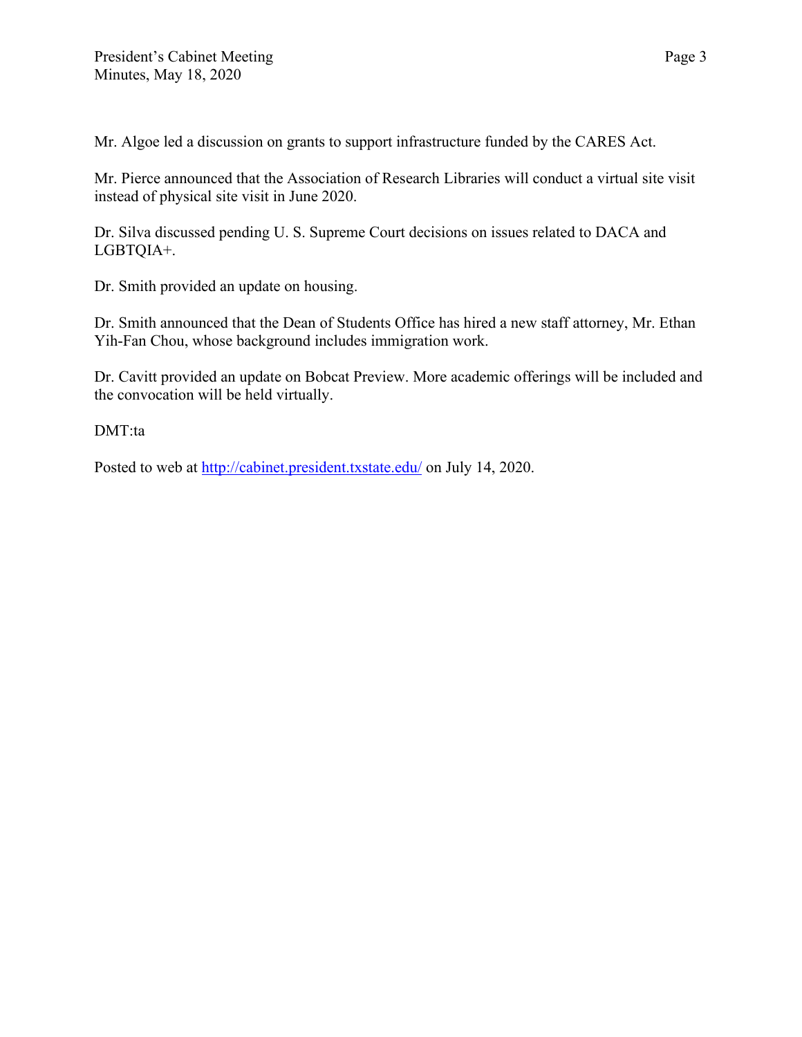Mr. Algoe led a discussion on grants to support infrastructure funded by the CARES Act.

Mr. Pierce announced that the Association of Research Libraries will conduct a virtual site visit instead of physical site visit in June 2020.

Dr. Silva discussed pending U. S. Supreme Court decisions on issues related to DACA and LGBTQIA+.

Dr. Smith provided an update on housing.

Dr. Smith announced that the Dean of Students Office has hired a new staff attorney, Mr. Ethan Yih-Fan Chou, whose background includes immigration work.

Dr. Cavitt provided an update on Bobcat Preview. More academic offerings will be included and the convocation will be held virtually.

DMT:ta

Posted to web at http://cabinet.president.txstate.edu/ on July 14, 2020.